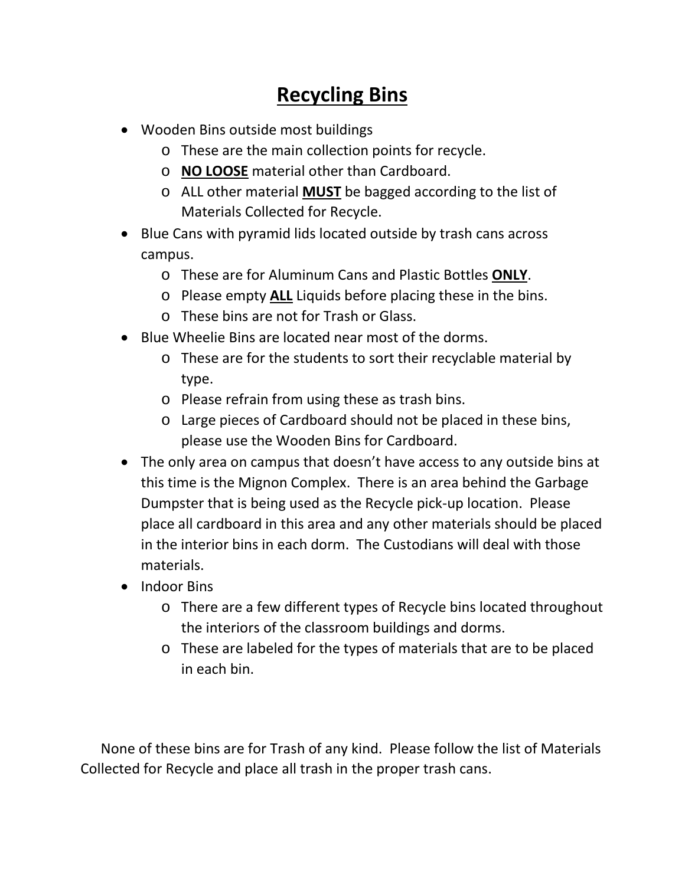# **Recycling Bins**

- Wooden Bins outside most buildings
  - These are the main collection points for recycle.
  - **NO LOOSE** material other than Cardboard.
  - ALL other material **MUST** be bagged according to the list of Materials Collected for Recycle.
- Blue Cans with pyramid lids located outside by trash cans across campus.
  - These are for Aluminum Cans and Plastic Bottles **ONLY**.
  - Please empty **ALL** Liquids before placing these in the bins.
  - These bins are not for Trash or Glass.
- Blue Wheelie Bins are located near most of the dorms.
  - These are for the students to sort their recyclable material by type.
  - Please refrain from using these as trash bins.
  - Large pieces of Cardboard should not be placed in these bins, please use the Wooden Bins for Cardboard.
- The only area on campus that doesn't have access to any outside bins at this time is the Mignon Complex. There is an area behind the Garbage Dumpster that is being used as the Recycle pick-up location. Please place all cardboard in this area and any other materials should be placed in the interior bins in each dorm. The Custodians will deal with those materials.
- Indoor Bins
  - There are a few different types of Recycle bins located throughout the interiors of the classroom buildings and dorms.
  - These are labeled for the types of materials that are to be placed in each bin.

None of these bins are for Trash of any kind. Please follow the list of Materials Collected for Recycle and place all trash in the proper trash cans.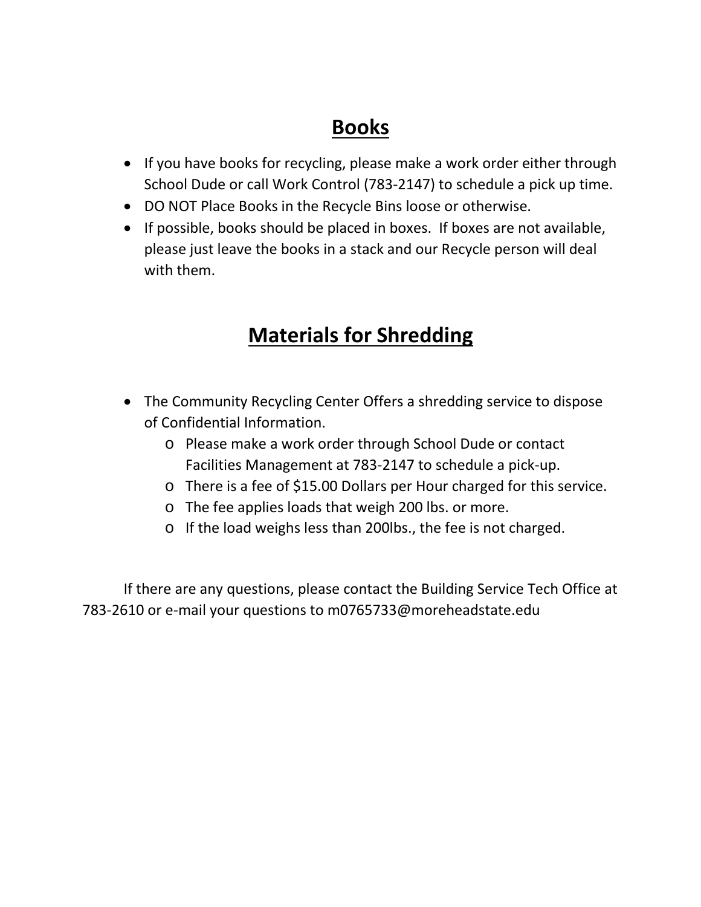## Books

- If you have books for recycling, please make a work order either through School Dude or call Work Control (783-2147) to schedule a pick up time.
- DO NOT Place Books in the Recycle Bins loose or otherwise.
- If possible, books should be placed in boxes. If boxes are not available, please just leave the books in a stack and our Recycle person will deal with them.

## Materials for Shredding

- The Community Recycling Center Offers a shredding service to dispose of Confidential Information.
  - Please make a work order through School Dude or contact Facilities Management at 783-2147 to schedule a pick-up.
  - There is a fee of $15.00 Dollars per Hour charged for this service.
  - The fee applies loads that weigh 200 lbs. or more.
  - If the load weighs less than 200lbs., the fee is not charged.

If there are any questions, please contact the Building Service Tech Office at 783-2610 or e-mail your questions to m0765733@moreheadstate.edu